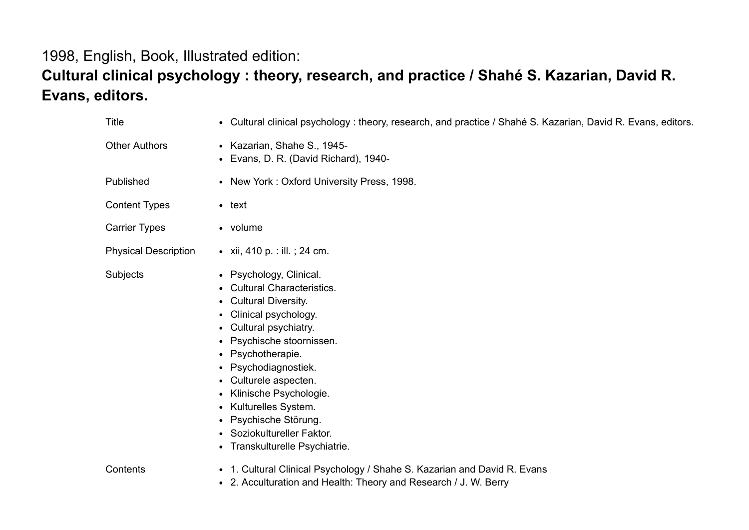1998, English, Book, Illustrated edition:

**Cultural clinical psychology : theory, research, and practice / Shahé S. Kazarian, David R. Evans, editors.**

| | |
|---|---|
| Title | • Cultural clinical psychology : theory, research, and practice / Shahé S. Kazarian, David R. Evans, editors. |
| Other Authors | • Kazarian, Shahe S., 1945-<br>• Evans, D. R. (David Richard), 1940- |
| Published | • New York : Oxford University Press, 1998. |
| Content Types | • text |
| Carrier Types | • volume |
| Physical Description | • xii, 410 p. : ill. ; 24 cm. |
| Subjects | • Psychology, Clinical.<br>• Cultural Characteristics.<br>• Cultural Diversity.<br>• Clinical psychology.<br>• Cultural psychiatry.<br>• Psychische stoornissen.<br>• Psychotherapie.<br>• Psychodiagnostiek.<br>• Culturele aspecten.<br>• Klinische Psychologie.<br>• Kulturelles System.<br>• Psychische Störung.<br>• Soziokultureller Faktor.<br>• Transkulturelle Psychiatrie. |
| Contents | • 1. Cultural Clinical Psychology / Shahe S. Kazarian and David R. Evans<br>• 2. Acculturation and Health: Theory and Research / J. W. Berry |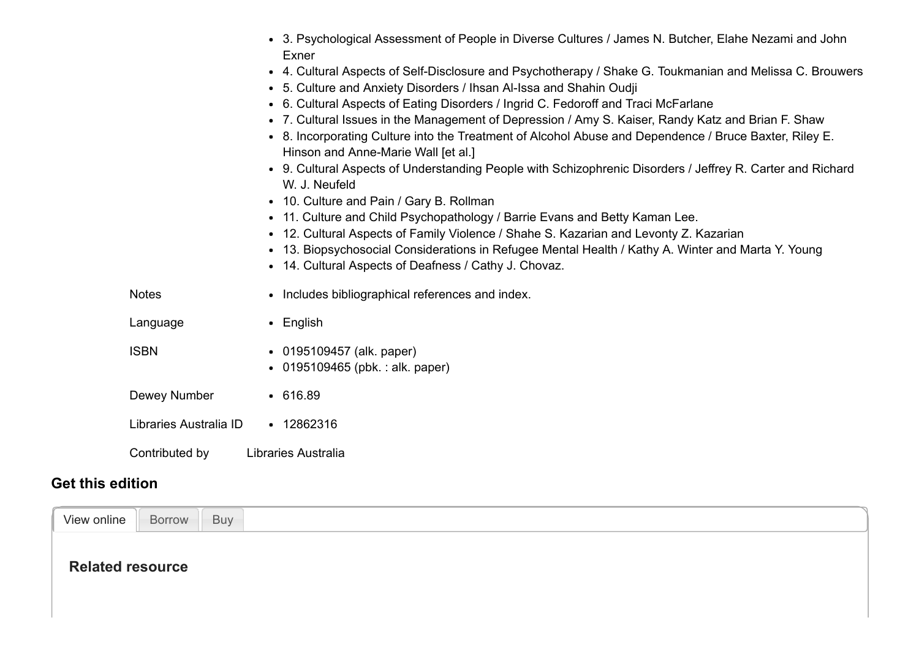- 3. Psychological Assessment of People in Diverse Cultures / James N. Butcher, Elahe Nezami and John Exner
- 4. Cultural Aspects of Self-Disclosure and Psychotherapy / Shake G. Toukmanian and Melissa C. Brouwers
- 5. Culture and Anxiety Disorders / Ihsan Al-Issa and Shahin Oudji
- 6. Cultural Aspects of Eating Disorders / Ingrid C. Fedoroff and Traci McFarlane
- 7. Cultural Issues in the Management of Depression / Amy S. Kaiser, Randy Katz and Brian F. Shaw
- 8. Incorporating Culture into the Treatment of Alcohol Abuse and Dependence / Bruce Baxter, Riley E. Hinson and Anne-Marie Wall [et al.]
- 9. Cultural Aspects of Understanding People with Schizophrenic Disorders / Jeffrey R. Carter and Richard W. J. Neufeld
- 10. Culture and Pain / Gary B. Rollman
- 11. Culture and Child Psychopathology / Barrie Evans and Betty Kaman Lee.
- 12. Cultural Aspects of Family Violence / Shahe S. Kazarian and Levonty Z. Kazarian
- 13. Biopsychosocial Considerations in Refugee Mental Health / Kathy A. Winter and Marta Y. Young
- 14. Cultural Aspects of Deafness / Cathy J. Chovaz.

Notes
- Includes bibliographical references and index.

Language
- English

ISBN
- 0195109457 (alk. paper)
- 0195109465 (pbk. : alk. paper)

Dewey Number
- 616.89

Libraries Australia ID
- 12862316

Contributed by Libraries Australia

## Get this edition

View online | Borrow | Buy

### Related resource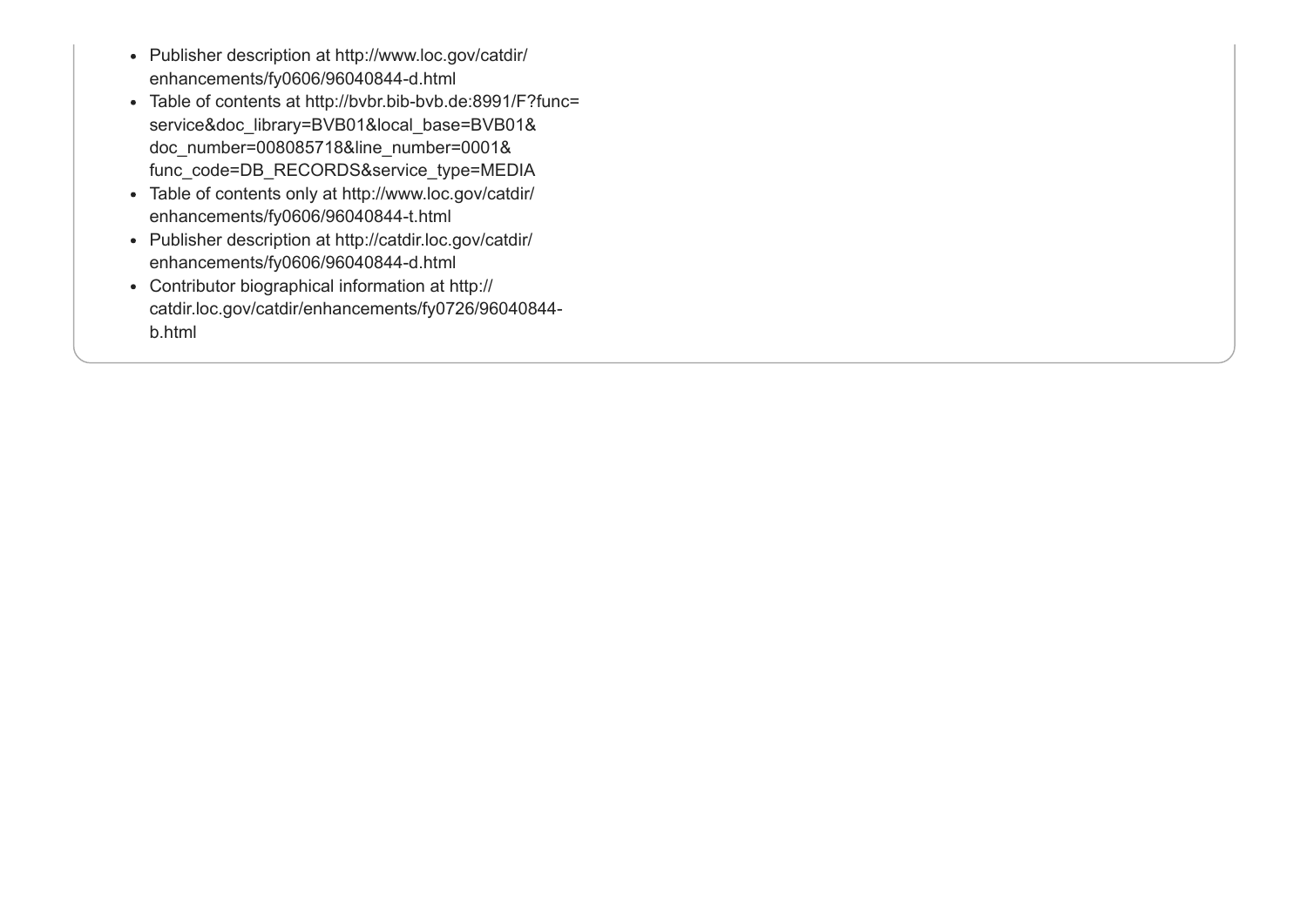- Publisher description at http://www.loc.gov/catdir/enhancements/fy0606/96040844-d.html
- Table of contents at http://bvbr.bib-bvb.de:8991/F?func=service&doc_library=BVB01&local_base=BVB01&doc_number=008085718&line_number=0001&func_code=DB_RECORDS&service_type=MEDIA
- Table of contents only at http://www.loc.gov/catdir/enhancements/fy0606/96040844-t.html
- Publisher description at http://catdir.loc.gov/catdir/enhancements/fy0606/96040844-d.html
- Contributor biographical information at http://catdir.loc.gov/catdir/enhancements/fy0726/96040844-b.html